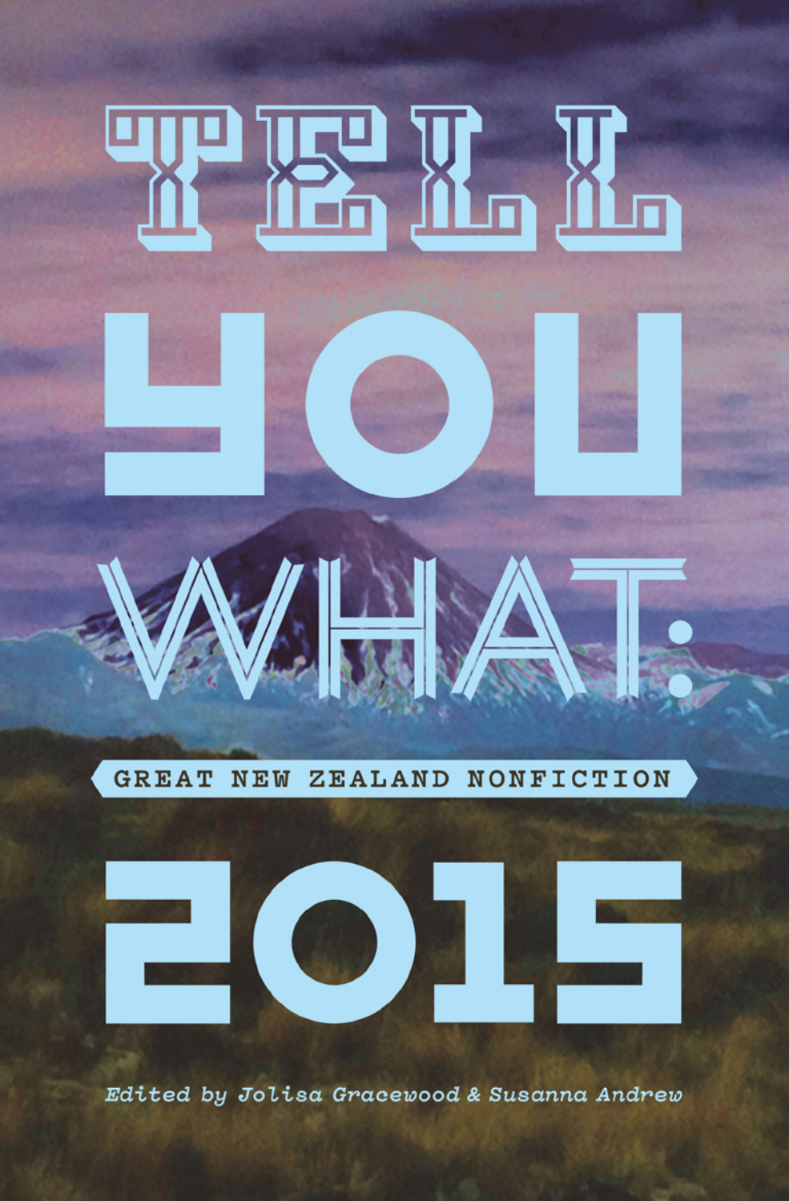# TELL YOU WHAT:

## GREAT NEW ZEALAND NONFICTION

# 2015

Edited by Jolisa Gracewood & Susanna Andrew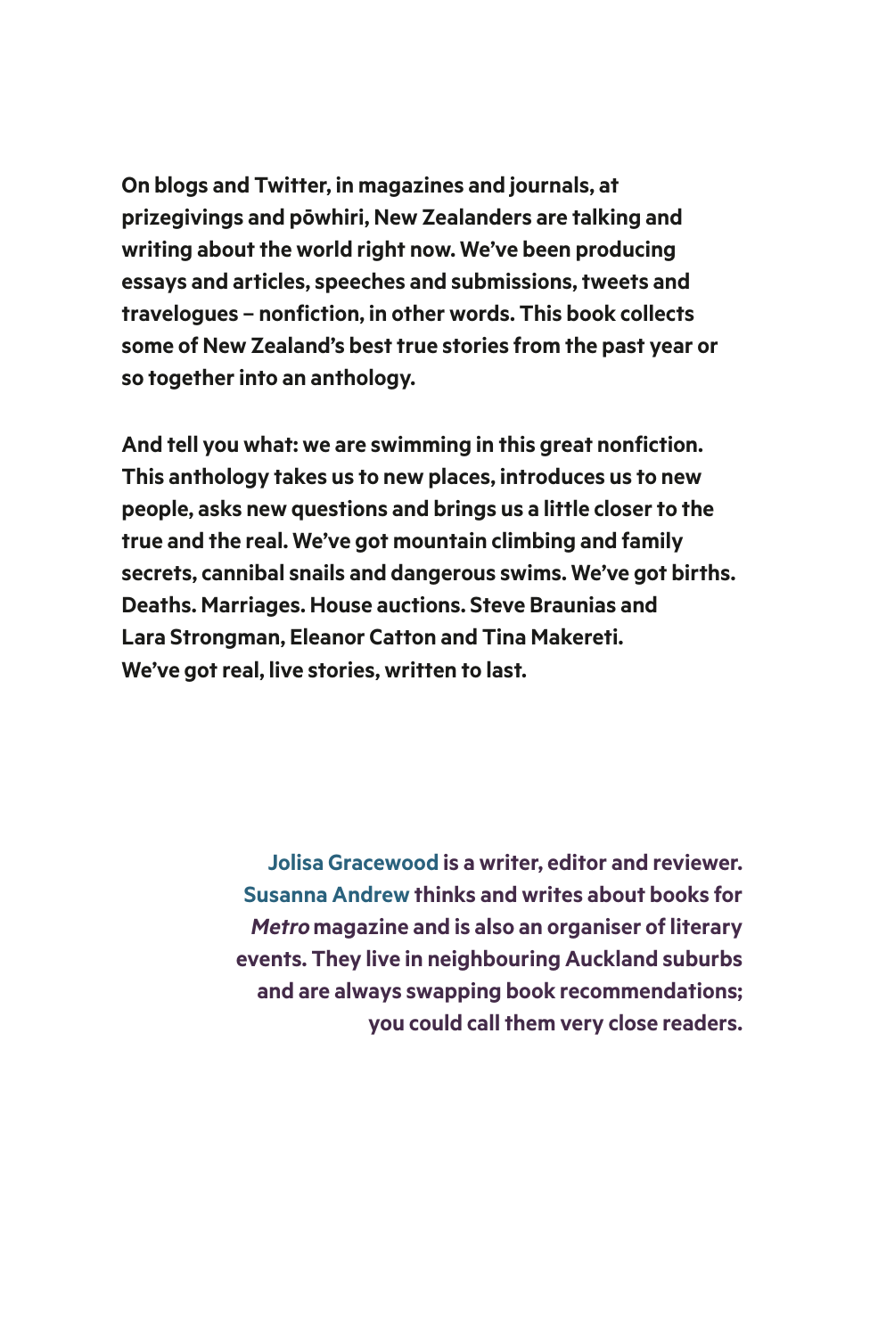**On blogs and Twitter, in magazines and journals, at prizegivings and pōwhiri, New Zealanders are talking and writing about the world right now. We've been producing essays and articles, speeches and submissions, tweets and travelogues – nonfiction, in other words. This book collects some of New Zealand's best true stories from the past year or so together into an anthology.**

**And tell you what: we are swimming in this great nonfiction. This anthology takes us to new places, introduces us to new people, asks new questions and brings us a little closer to the true and the real. We've got mountain climbing and family secrets, cannibal snails and dangerous swims. We've got births. Deaths. Marriages. House auctions. Steve Braunias and Lara Strongman, Eleanor Catton and Tina Makereti. We've got real, live stories, written to last.**

**Jolisa Gracewood is a writer, editor and reviewer. Susanna Andrew thinks and writes about books for *Metro* magazine and is also an organiser of literary events. They live in neighbouring Auckland suburbs and are always swapping book recommendations; you could call them very close readers.**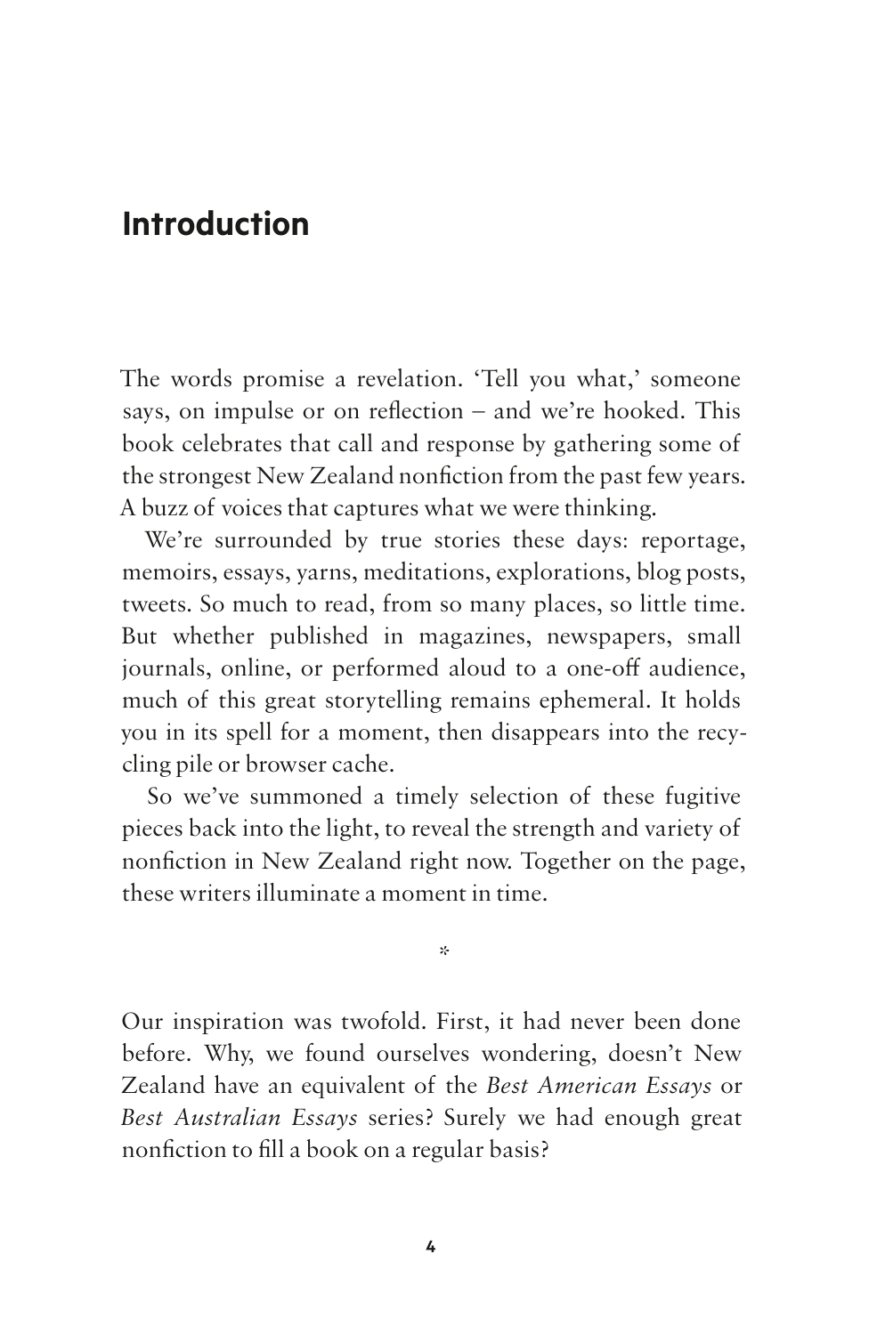# Introduction

The words promise a revelation. 'Tell you what,' someone says, on impulse or on reflection – and we're hooked. This book celebrates that call and response by gathering some of the strongest New Zealand nonfiction from the past few years. A buzz of voices that captures what we were thinking.

We're surrounded by true stories these days: reportage, memoirs, essays, yarns, meditations, explorations, blog posts, tweets. So much to read, from so many places, so little time. But whether published in magazines, newspapers, small journals, online, or performed aloud to a one-off audience, much of this great storytelling remains ephemeral. It holds you in its spell for a moment, then disappears into the recycling pile or browser cache.

So we've summoned a timely selection of these fugitive pieces back into the light, to reveal the strength and variety of nonfiction in New Zealand right now. Together on the page, these writers illuminate a moment in time.

*

Our inspiration was twofold. First, it had never been done before. Why, we found ourselves wondering, doesn't New Zealand have an equivalent of the *Best American Essays* or *Best Australian Essays* series? Surely we had enough great nonfiction to fill a book on a regular basis?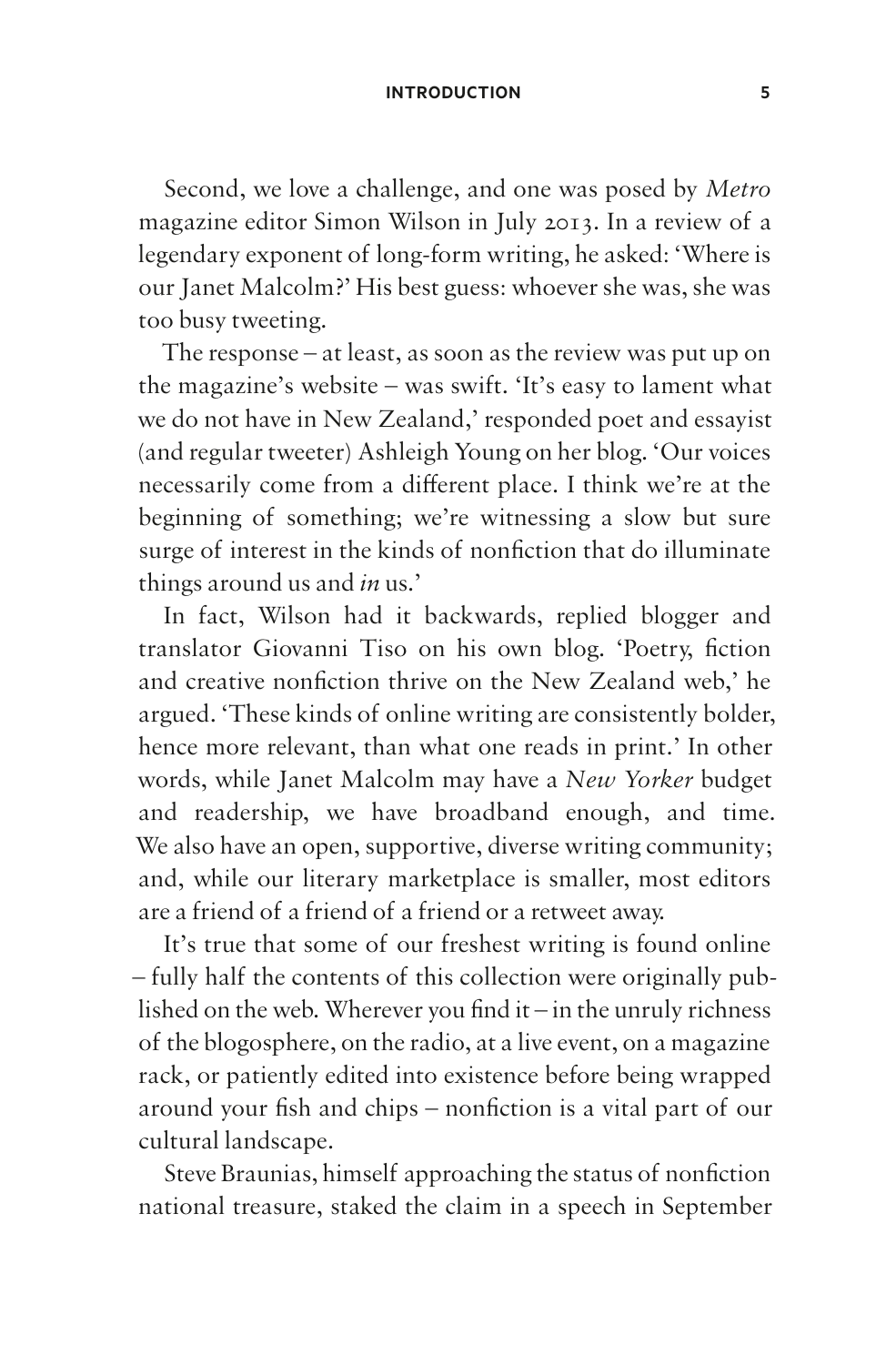Second, we love a challenge, and one was posed by *Metro* magazine editor Simon Wilson in July 2013. In a review of a legendary exponent of long-form writing, he asked: 'Where is our Janet Malcolm?' His best guess: whoever she was, she was too busy tweeting.

The response – at least, as soon as the review was put up on the magazine's website – was swift. 'It's easy to lament what we do not have in New Zealand,' responded poet and essayist (and regular tweeter) Ashleigh Young on her blog. 'Our voices necessarily come from a different place. I think we're at the beginning of something; we're witnessing a slow but sure surge of interest in the kinds of nonfiction that do illuminate things around us and *in* us.'

In fact, Wilson had it backwards, replied blogger and translator Giovanni Tiso on his own blog. 'Poetry, fiction and creative nonfiction thrive on the New Zealand web,' he argued. 'These kinds of online writing are consistently bolder, hence more relevant, than what one reads in print.' In other words, while Janet Malcolm may have a *New Yorker* budget and readership, we have broadband enough, and time. We also have an open, supportive, diverse writing community; and, while our literary marketplace is smaller, most editors are a friend of a friend of a friend or a retweet away.

It's true that some of our freshest writing is found online – fully half the contents of this collection were originally published on the web. Wherever you find it – in the unruly richness of the blogosphere, on the radio, at a live event, on a magazine rack, or patiently edited into existence before being wrapped around your fish and chips – nonfiction is a vital part of our cultural landscape.

Steve Braunias, himself approaching the status of nonfiction national treasure, staked the claim in a speech in September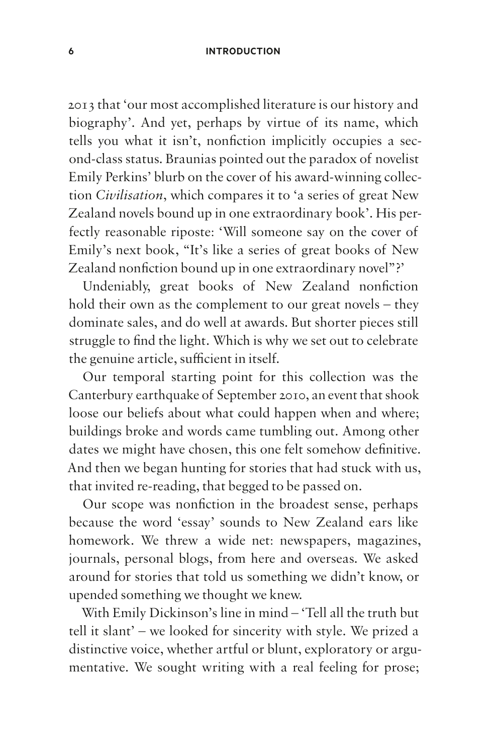2013 that 'our most accomplished literature is our history and biography'. And yet, perhaps by virtue of its name, which tells you what it isn't, nonfiction implicitly occupies a second-class status. Braunias pointed out the paradox of novelist Emily Perkins' blurb on the cover of his award-winning collection *Civilisation*, which compares it to 'a series of great New Zealand novels bound up in one extraordinary book'. His perfectly reasonable riposte: 'Will someone say on the cover of Emily's next book, "It's like a series of great books of New Zealand nonfiction bound up in one extraordinary novel"?'

Undeniably, great books of New Zealand nonfiction hold their own as the complement to our great novels – they dominate sales, and do well at awards. But shorter pieces still struggle to find the light. Which is why we set out to celebrate the genuine article, sufficient in itself.

Our temporal starting point for this collection was the Canterbury earthquake of September 2010, an event that shook loose our beliefs about what could happen when and where; buildings broke and words came tumbling out. Among other dates we might have chosen, this one felt somehow definitive. And then we began hunting for stories that had stuck with us, that invited re-reading, that begged to be passed on.

Our scope was nonfiction in the broadest sense, perhaps because the word 'essay' sounds to New Zealand ears like homework. We threw a wide net: newspapers, magazines, journals, personal blogs, from here and overseas. We asked around for stories that told us something we didn't know, or upended something we thought we knew.

With Emily Dickinson's line in mind – 'Tell all the truth but tell it slant' – we looked for sincerity with style. We prized a distinctive voice, whether artful or blunt, exploratory or argumentative. We sought writing with a real feeling for prose;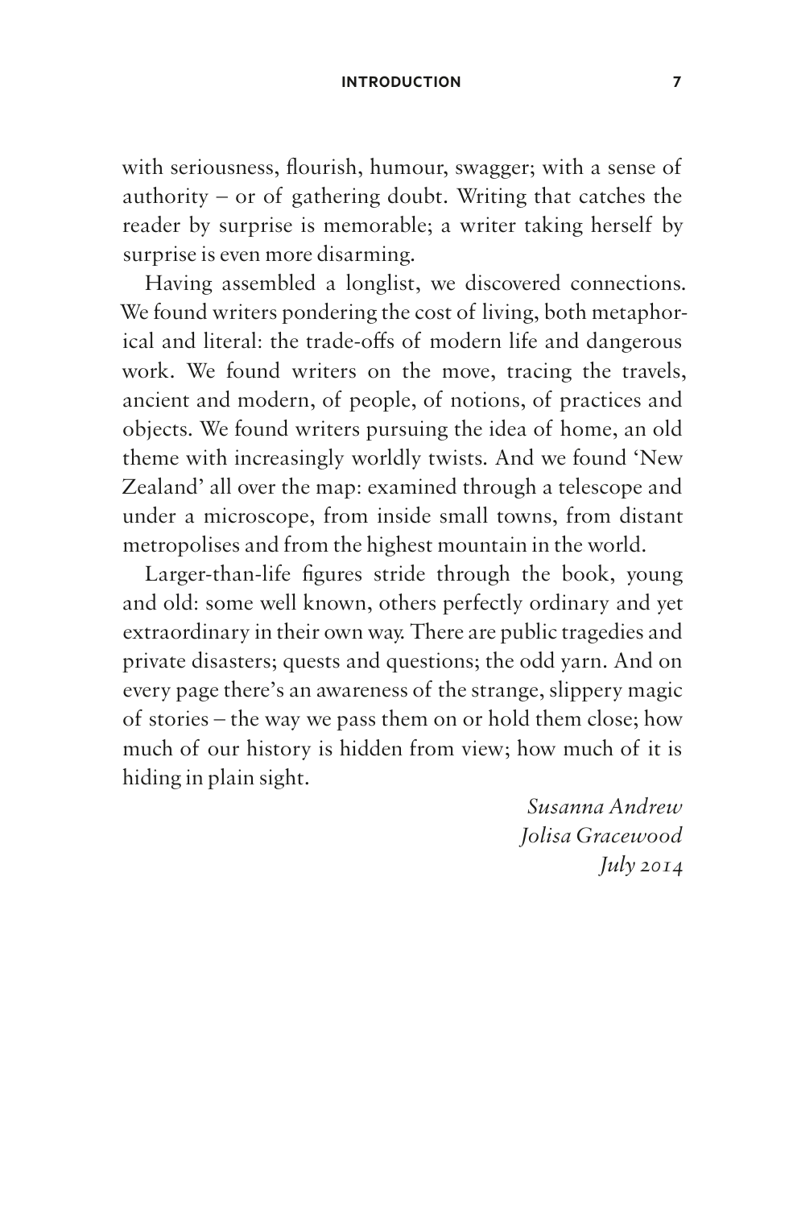with seriousness, flourish, humour, swagger; with a sense of authority – or of gathering doubt. Writing that catches the reader by surprise is memorable; a writer taking herself by surprise is even more disarming.

Having assembled a longlist, we discovered connections. We found writers pondering the cost of living, both metaphorical and literal: the trade-offs of modern life and dangerous work. We found writers on the move, tracing the travels, ancient and modern, of people, of notions, of practices and objects. We found writers pursuing the idea of home, an old theme with increasingly worldly twists. And we found 'New Zealand' all over the map: examined through a telescope and under a microscope, from inside small towns, from distant metropolises and from the highest mountain in the world.

Larger-than-life figures stride through the book, young and old: some well known, others perfectly ordinary and yet extraordinary in their own way. There are public tragedies and private disasters; quests and questions; the odd yarn. And on every page there's an awareness of the strange, slippery magic of stories – the way we pass them on or hold them close; how much of our history is hidden from view; how much of it is hiding in plain sight.

*Susanna Andrew*
*Jolisa Gracewood*
*July 2014*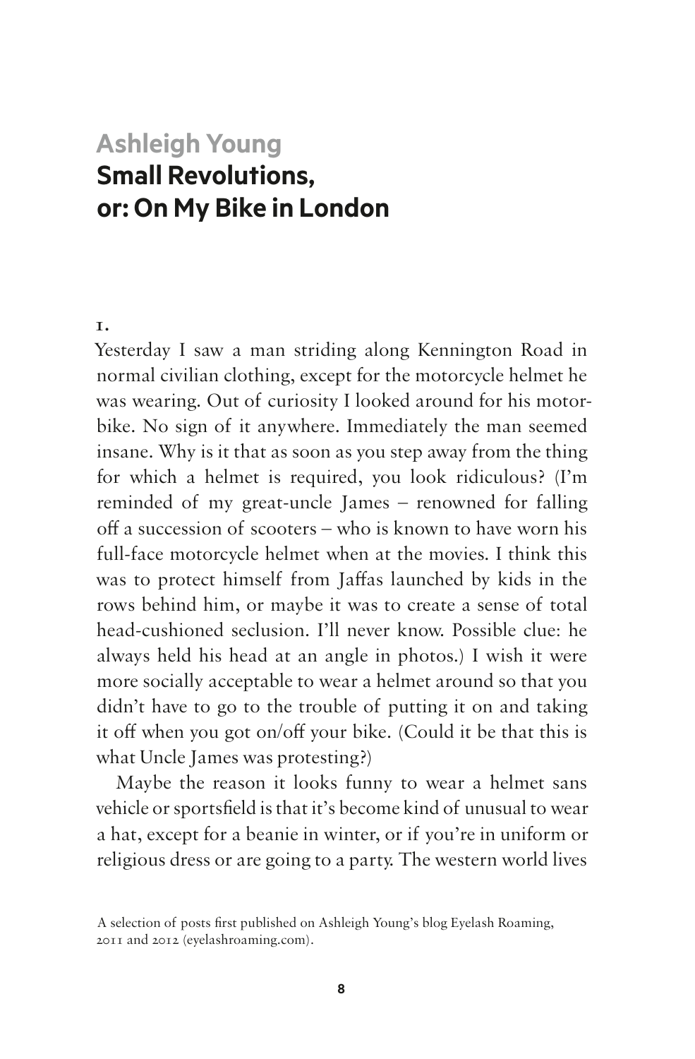## Ashleigh Young

# Small Revolutions, or: On My Bike in London

1.

Yesterday I saw a man striding along Kennington Road in normal civilian clothing, except for the motorcycle helmet he was wearing. Out of curiosity I looked around for his motorbike. No sign of it anywhere. Immediately the man seemed insane. Why is it that as soon as you step away from the thing for which a helmet is required, you look ridiculous? (I'm reminded of my great-uncle James – renowned for falling off a succession of scooters – who is known to have worn his full-face motorcycle helmet when at the movies. I think this was to protect himself from Jaffas launched by kids in the rows behind him, or maybe it was to create a sense of total head-cushioned seclusion. I'll never know. Possible clue: he always held his head at an angle in photos.) I wish it were more socially acceptable to wear a helmet around so that you didn't have to go to the trouble of putting it on and taking it off when you got on/off your bike. (Could it be that this is what Uncle James was protesting?)

Maybe the reason it looks funny to wear a helmet sans vehicle or sportsfield is that it's become kind of unusual to wear a hat, except for a beanie in winter, or if you're in uniform or religious dress or are going to a party. The western world lives

A selection of posts first published on Ashleigh Young's blog Eyelash Roaming, 2011 and 2012 (eyelashroaming.com).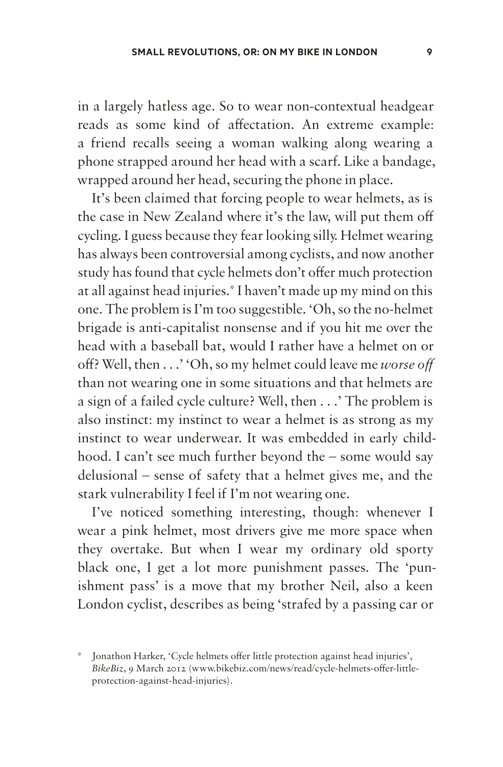in a largely hatless age. So to wear non-contextual headgear reads as some kind of affectation. An extreme example: a friend recalls seeing a woman walking along wearing a phone strapped around her head with a scarf. Like a bandage, wrapped around her head, securing the phone in place.

It's been claimed that forcing people to wear helmets, as is the case in New Zealand where it's the law, will put them off cycling. I guess because they fear looking silly. Helmet wearing has always been controversial among cyclists, and now another study has found that cycle helmets don't offer much protection at all against head injuries.* I haven't made up my mind on this one. The problem is I'm too suggestible. 'Oh, so the no-helmet brigade is anti-capitalist nonsense and if you hit me over the head with a baseball bat, would I rather have a helmet on or off? Well, then . . .' 'Oh, so my helmet could leave me *worse off* than not wearing one in some situations and that helmets are a sign of a failed cycle culture? Well, then . . .' The problem is also instinct: my instinct to wear a helmet is as strong as my instinct to wear underwear. It was embedded in early childhood. I can't see much further beyond the – some would say delusional – sense of safety that a helmet gives me, and the stark vulnerability I feel if I'm not wearing one.

I've noticed something interesting, though: whenever I wear a pink helmet, most drivers give me more space when they overtake. But when I wear my ordinary old sporty black one, I get a lot more punishment passes. The 'punishment pass' is a move that my brother Neil, also a keen London cyclist, describes as being 'strafed by a passing car or

\* Jonathon Harker, 'Cycle helmets offer little protection against head injuries', *BikeBiz*, 9 March 2012 (www.bikebiz.com/news/read/cycle-helmets-offer-little-protection-against-head-injuries).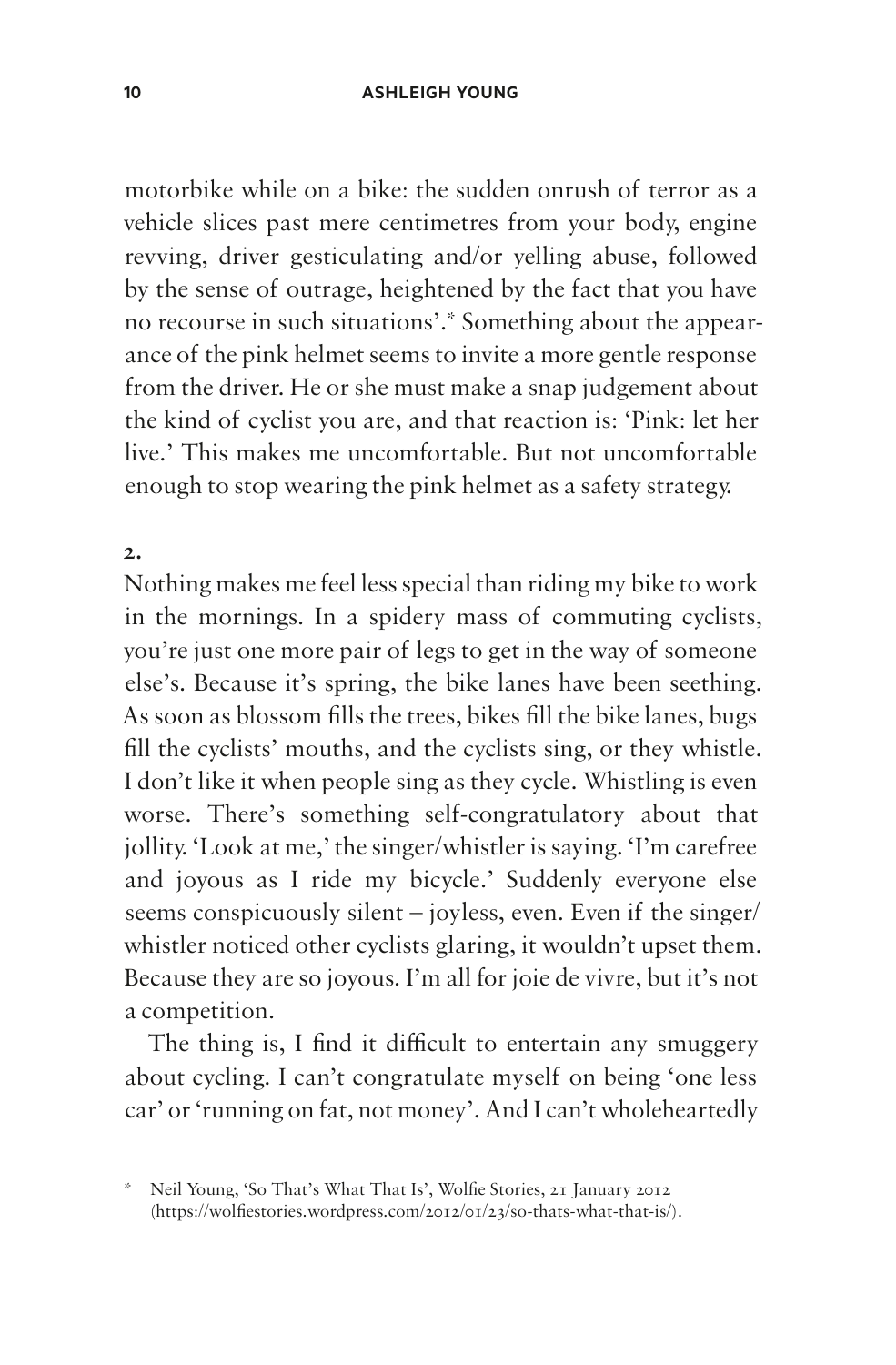motorbike while on a bike: the sudden onrush of terror as a vehicle slices past mere centimetres from your body, engine revving, driver gesticulating and/or yelling abuse, followed by the sense of outrage, heightened by the fact that you have no recourse in such situations'.* Something about the appearance of the pink helmet seems to invite a more gentle response from the driver. He or she must make a snap judgement about the kind of cyclist you are, and that reaction is: 'Pink: let her live.' This makes me uncomfortable. But not uncomfortable enough to stop wearing the pink helmet as a safety strategy.

**2.**

Nothing makes me feel less special than riding my bike to work in the mornings. In a spidery mass of commuting cyclists, you're just one more pair of legs to get in the way of someone else's. Because it's spring, the bike lanes have been seething. As soon as blossom fills the trees, bikes fill the bike lanes, bugs fill the cyclists' mouths, and the cyclists sing, or they whistle. I don't like it when people sing as they cycle. Whistling is even worse. There's something self-congratulatory about that jollity. 'Look at me,' the singer/whistler is saying. 'I'm carefree and joyous as I ride my bicycle.' Suddenly everyone else seems conspicuously silent – joyless, even. Even if the singer/whistler noticed other cyclists glaring, it wouldn't upset them. Because they are so joyous. I'm all for joie de vivre, but it's not a competition.

The thing is, I find it difficult to entertain any smuggery about cycling. I can't congratulate myself on being 'one less car' or 'running on fat, not money'. And I can't wholeheartedly

---

\* Neil Young, 'So That's What That Is', Wolfie Stories, 21 January 2012 (https://wolfiestories.wordpress.com/2012/01/23/so-thats-what-that-is/).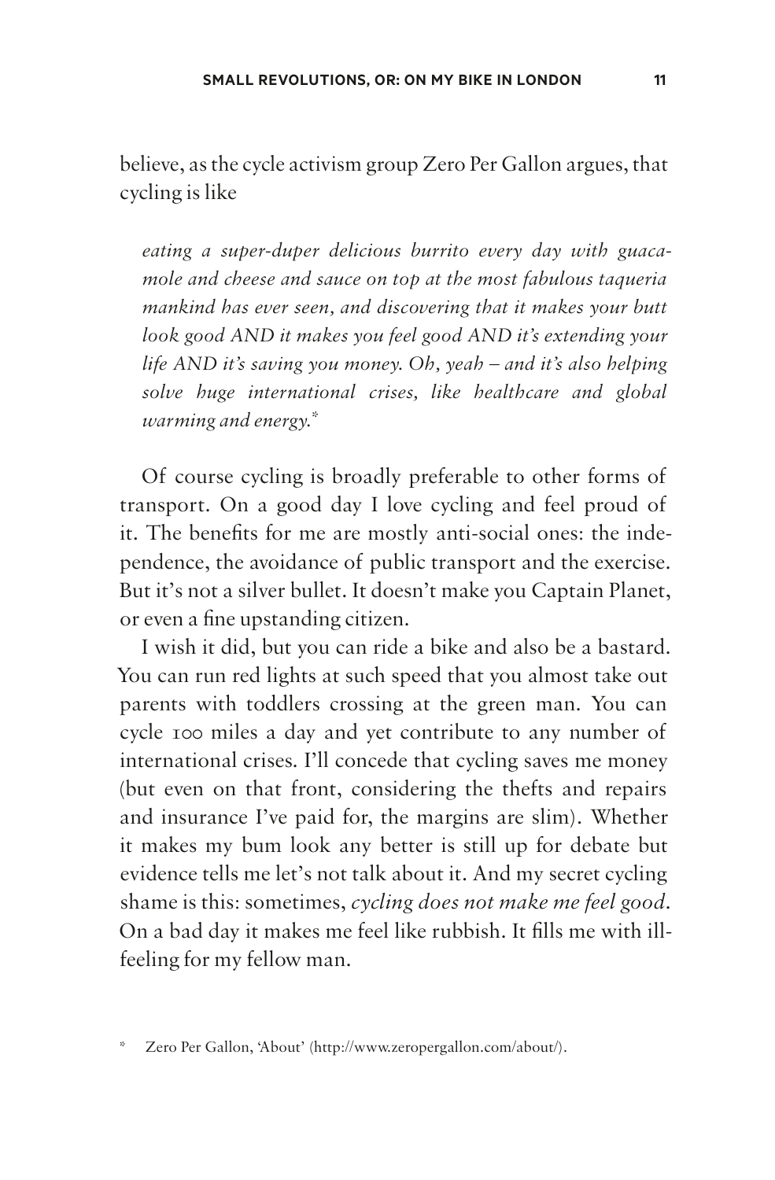believe, as the cycle activism group Zero Per Gallon argues, that cycling is like

> *eating a super-duper delicious burrito every day with guacamole and cheese and sauce on top at the most fabulous taqueria mankind has ever seen, and discovering that it makes your butt look good AND it makes you feel good AND it's extending your life AND it's saving you money. Oh, yeah – and it's also helping solve huge international crises, like healthcare and global warming and energy.**

Of course cycling is broadly preferable to other forms of transport. On a good day I love cycling and feel proud of it. The benefits for me are mostly anti-social ones: the independence, the avoidance of public transport and the exercise. But it's not a silver bullet. It doesn't make you Captain Planet, or even a fine upstanding citizen.

I wish it did, but you can ride a bike and also be a bastard. You can run red lights at such speed that you almost take out parents with toddlers crossing at the green man. You can cycle 100 miles a day and yet contribute to any number of international crises. I'll concede that cycling saves me money (but even on that front, considering the thefts and repairs and insurance I've paid for, the margins are slim). Whether it makes my bum look any better is still up for debate but evidence tells me let's not talk about it. And my secret cycling shame is this: sometimes, *cycling does not make me feel good*. On a bad day it makes me feel like rubbish. It fills me with ill-feeling for my fellow man.

---

\* Zero Per Gallon, 'About' (http://www.zeropergallon.com/about/).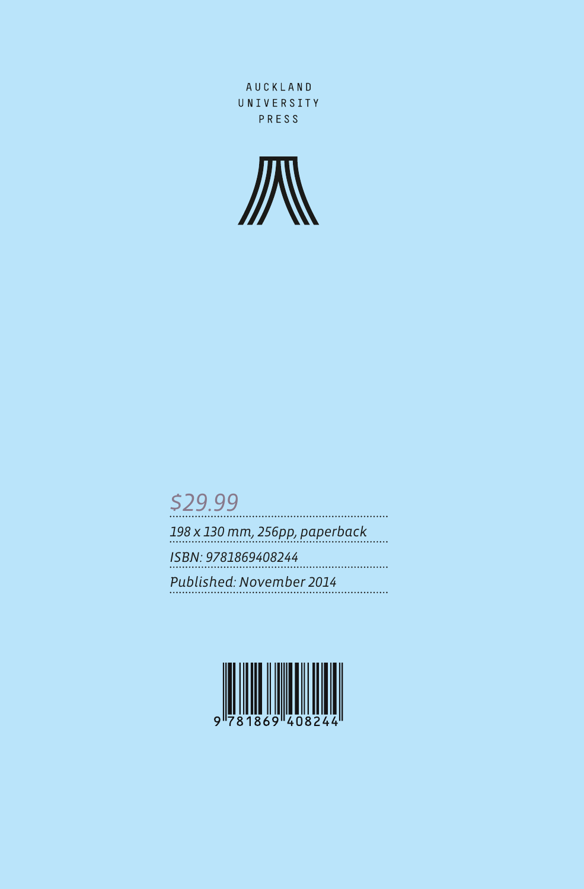AUCKLAND
UNIVERSITY
PRESS

*$29.99*

*198 x 130 mm, 256pp, paperback*

*ISBN: 9781869408244*

*Published: November 2014*

9 781869 408244